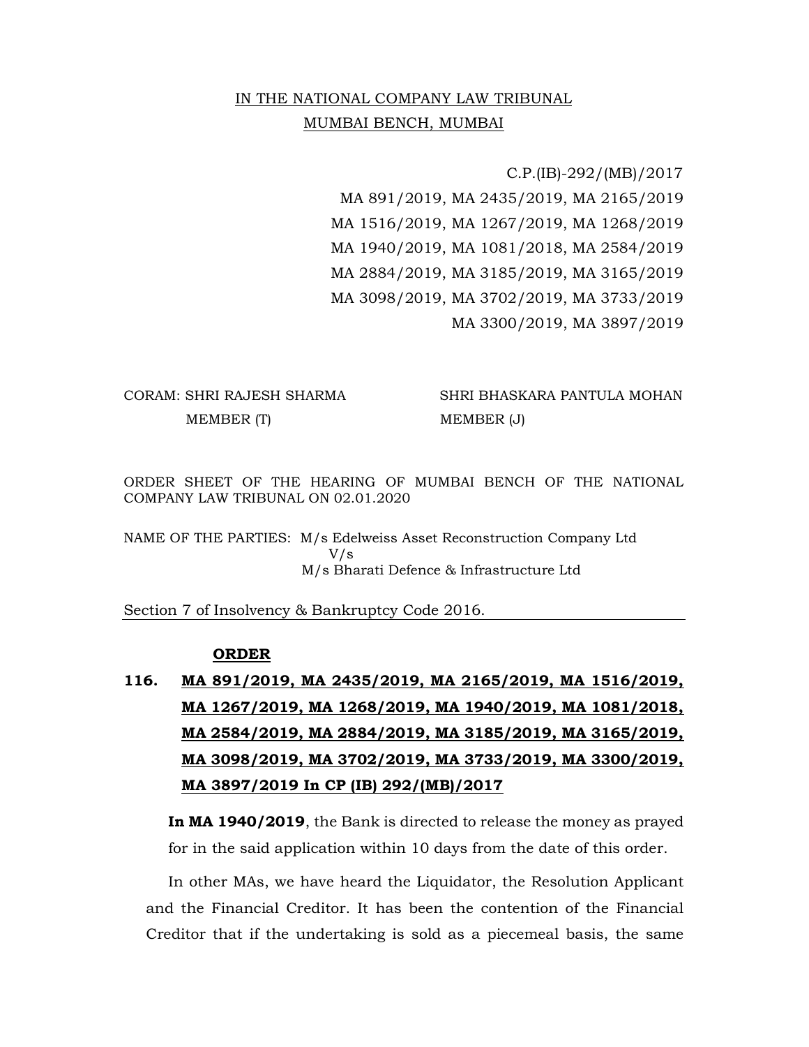IN THE NATIONAL COMPANY LAW TRIBUNAL
MUMBAI BENCH, MUMBAI

C.P.(IB)-292/(MB)/2017
MA 891/2019, MA 2435/2019, MA 2165/2019
MA 1516/2019, MA 1267/2019, MA 1268/2019
MA 1940/2019, MA 1081/2018, MA 2584/2019
MA 2884/2019, MA 3185/2019, MA 3165/2019
MA 3098/2019, MA 3702/2019, MA 3733/2019
MA 3300/2019, MA 3897/2019

CORAM: SHRI RAJESH SHARMA, MEMBER (T)
SHRI BHASKARA PANTULA MOHAN, MEMBER (J)

ORDER SHEET OF THE HEARING OF MUMBAI BENCH OF THE NATIONAL COMPANY LAW TRIBUNAL ON 02.01.2020

NAME OF THE PARTIES: M/s Edelweiss Asset Reconstruction Company Ltd
V/s
M/s Bharati Defence & Infrastructure Ltd

Section 7 of Insolvency & Bankruptcy Code 2016.

**ORDER**

**116. MA 891/2019, MA 2435/2019, MA 2165/2019, MA 1516/2019, MA 1267/2019, MA 1268/2019, MA 1940/2019, MA 1081/2018, MA 2584/2019, MA 2884/2019, MA 3185/2019, MA 3165/2019, MA 3098/2019, MA 3702/2019, MA 3733/2019, MA 3300/2019, MA 3897/2019 In CP (IB) 292/(MB)/2017**

**In MA 1940/2019**, the Bank is directed to release the money as prayed for in the said application within 10 days from the date of this order.

In other MAs, we have heard the Liquidator, the Resolution Applicant and the Financial Creditor. It has been the contention of the Financial Creditor that if the undertaking is sold as a piecemeal basis, the same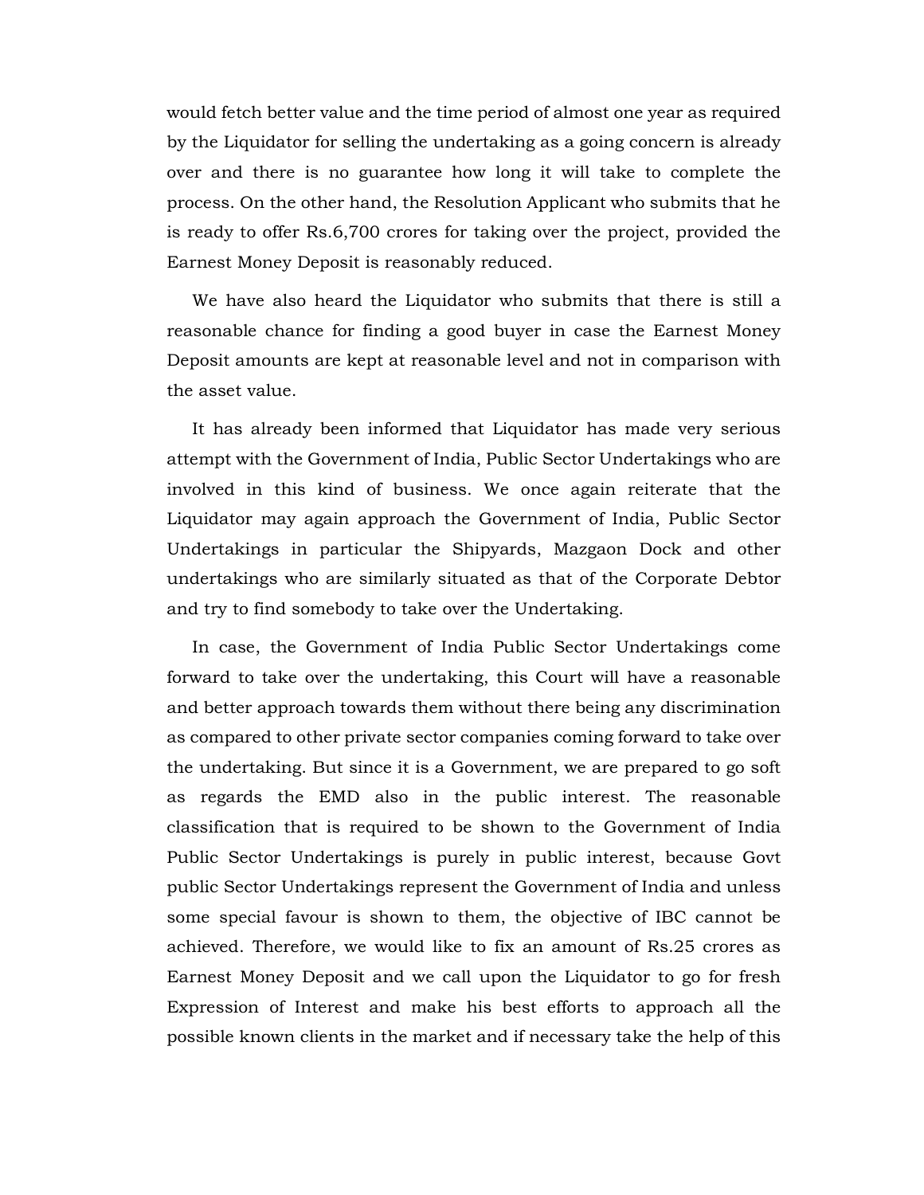would fetch better value and the time period of almost one year as required by the Liquidator for selling the undertaking as a going concern is already over and there is no guarantee how long it will take to complete the process. On the other hand, the Resolution Applicant who submits that he is ready to offer Rs.6,700 crores for taking over the project, provided the Earnest Money Deposit is reasonably reduced.

We have also heard the Liquidator who submits that there is still a reasonable chance for finding a good buyer in case the Earnest Money Deposit amounts are kept at reasonable level and not in comparison with the asset value.

It has already been informed that Liquidator has made very serious attempt with the Government of India, Public Sector Undertakings who are involved in this kind of business. We once again reiterate that the Liquidator may again approach the Government of India, Public Sector Undertakings in particular the Shipyards, Mazgaon Dock and other undertakings who are similarly situated as that of the Corporate Debtor and try to find somebody to take over the Undertaking.

In case, the Government of India Public Sector Undertakings come forward to take over the undertaking, this Court will have a reasonable and better approach towards them without there being any discrimination as compared to other private sector companies coming forward to take over the undertaking. But since it is a Government, we are prepared to go soft as regards the EMD also in the public interest. The reasonable classification that is required to be shown to the Government of India Public Sector Undertakings is purely in public interest, because Govt public Sector Undertakings represent the Government of India and unless some special favour is shown to them, the objective of IBC cannot be achieved. Therefore, we would like to fix an amount of Rs.25 crores as Earnest Money Deposit and we call upon the Liquidator to go for fresh Expression of Interest and make his best efforts to approach all the possible known clients in the market and if necessary take the help of this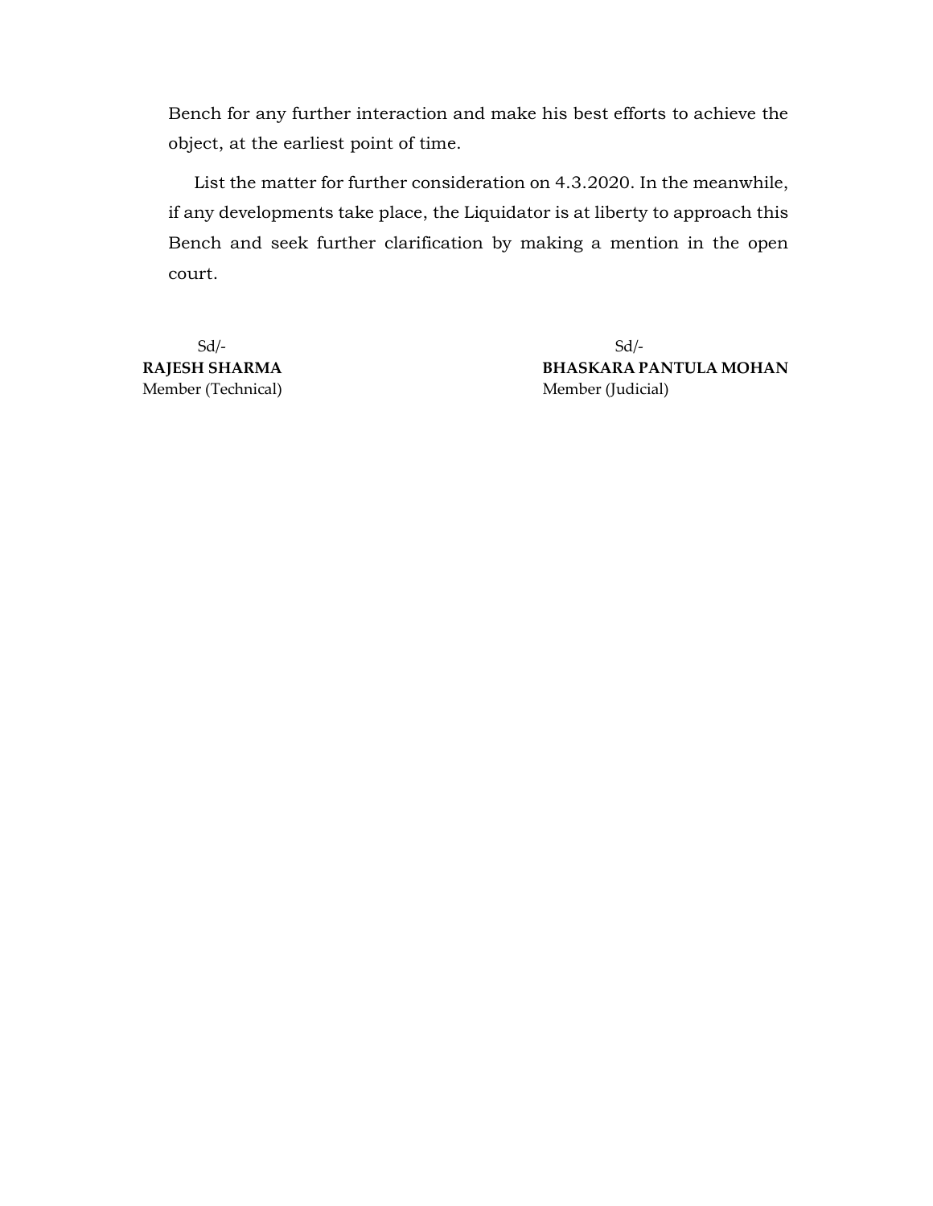Bench for any further interaction and make his best efforts to achieve the object, at the earliest point of time.

List the matter for further consideration on 4.3.2020. In the meanwhile, if any developments take place, the Liquidator is at liberty to approach this Bench and seek further clarification by making a mention in the open court.

| | |
|---|---|
| Sd/- | Sd/- |
| **RAJESH SHARMA** | **BHASKARA PANTULA MOHAN** |
| Member (Technical) | Member (Judicial) |